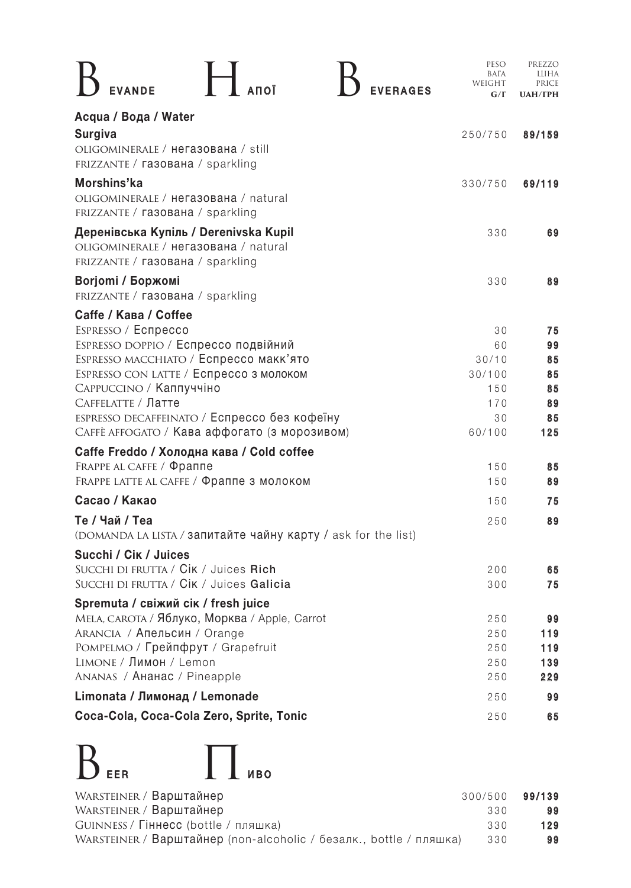# Bevande / Напої / Beverages

| | Peso / Вага / Weight G/Г | Prezzo / Ціна / Price UAH/ГРН |
|---|---|---|
| **Acqua / Вода / Water** | | |
| **Surgiva** | 250/750 | **89/159** |
| OLIGOMINERALE / негазована / still | | |
| FRIZZANTE / газована / sparkling | | |
| **Morshins'ka** | 330/750 | **69/119** |
| OLIGOMINERALE / негазована / natural | | |
| FRIZZANTE / газована / sparkling | | |
| **Деренівська Купіль / Derenivska Kupil** | 330 | **69** |
| OLIGOMINERALE / негазована / natural | | |
| FRIZZANTE / газована / sparkling | | |
| **Borjomi / Боржомі** | 330 | **89** |
| FRIZZANTE / газована / sparkling | | |
| **Caffe / Кава / Coffee** | | |
| ESPRESSO / Еспресо | 30 | **75** |
| ESPRESSO DOPPIO / Еспресо подвійний | 60 | **99** |
| ESPRESSO MACCHIATO / Еспресо макк'ято | 30/10 | **85** |
| ESPRESSO CON LATTE / Еспресо з молоком | 30/100 | **85** |
| CAPPUCCINO / Каппуччіно | 150 | **85** |
| CAFFELATTE / Латте | 170 | **89** |
| ESPRESSO DECAFFEINATO / Еспресо без кофеїну | 30 | **85** |
| CAFFÈ AFFOGATO / Кава аффогато (з морозивом) | 60/100 | **125** |
| **Caffe Freddo / Холодна кава / Cold coffee** | | |
| FRAPPE AL CAFFE / Фраппе | 150 | **85** |
| FRAPPE LATTE AL CAFFE / Фраппе з молоком | 150 | **89** |
| **Cacao / Какао** | 150 | **75** |
| **Te / Чай / Tea** | 250 | **89** |
| (DOMANDA LA LISTA / запитайте чайну карту / ask for the list) | | |
| **Succhi / Сік / Juices** | | |
| SUCCHI DI FRUTTA / Сік / Juices **Rich** | 200 | **65** |
| SUCCHI DI FRUTTA / Сік / Juices **Galicia** | 300 | **75** |
| **Spremuta / свіжий сік / fresh juice** | | |
| MELA, CAROTA / Яблуко, Морква / Apple, Carrot | 250 | **99** |
| ARANCIA / Апельсин / Orange | 250 | **119** |
| POMPELMO / Грейпфрут / Grapefruit | 250 | **119** |
| LIMONE / Лимон / Lemon | 250 | **139** |
| ANANAS / Ананас / Pineapple | 250 | **229** |
| **Limonata / Лимонад / Lemonade** | 250 | **99** |
| **Coca-Cola, Coca-Cola Zero, Sprite, Tonic** | 250 | **65** |

# Beer / Пиво

| | | |
|---|---|---|
| WARSTEINER / Варштайнер | 300/500 | **99/139** |
| WARSTEINER / Варштайнер | 330 | **99** |
| GUINNESS / Гіннесс (bottle / пляшка) | 330 | **129** |
| WARSTEINER / Варштайнер (non-alcoholic / безалк., bottle / пляшка) | 330 | **99** |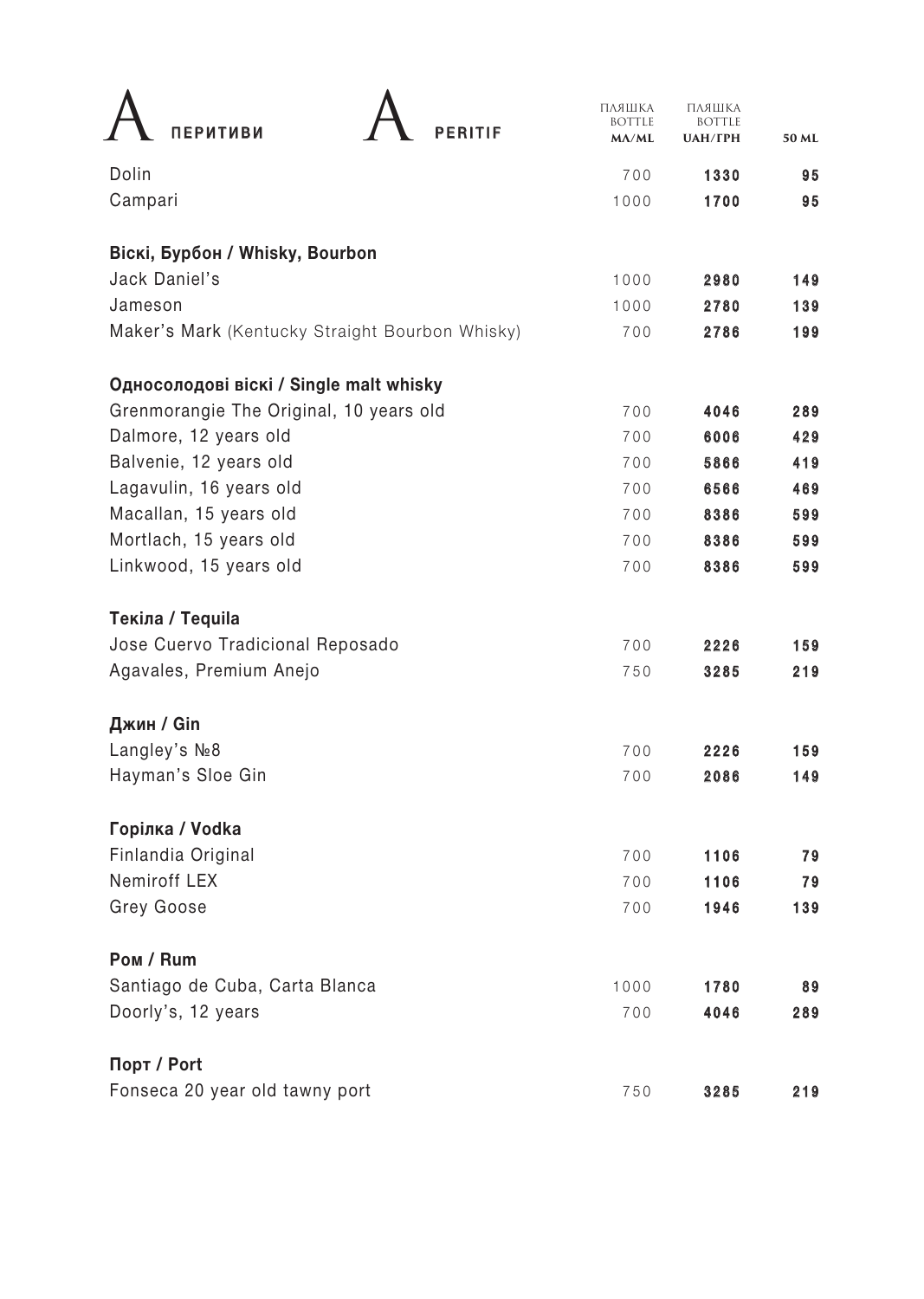| А ПЕРИТИВИ / A PERITIF | ПЛЯШКА BOTTLE МЛ/ML | ПЛЯШКА BOTTLE UAH/ГРН | 50 ML |
|---|---|---|---|
| Dolin | 700 | **1330** | **95** |
| Campari | 1000 | **1700** | **95** |
| **Віскі, Бурбон / Whisky, Bourbon** | | | |
| Jack Daniel's | 1000 | **2980** | **149** |
| Jameson | 1000 | **2780** | **139** |
| Maker's Mark (Kentucky Straight Bourbon Whisky) | 700 | **2786** | **199** |
| **Односолодові віскі / Single malt whisky** | | | |
| Grenmorangie The Original, 10 years old | 700 | **4046** | **289** |
| Dalmore, 12 years old | 700 | **6006** | **429** |
| Balvenie, 12 years old | 700 | **5866** | **419** |
| Lagavulin, 16 years old | 700 | **6566** | **469** |
| Macallan, 15 years old | 700 | **8386** | **599** |
| Mortlach, 15 years old | 700 | **8386** | **599** |
| Linkwood, 15 years old | 700 | **8386** | **599** |
| **Текіла / Tequila** | | | |
| Jose Cuervo Tradicional Reposado | 700 | **2226** | **159** |
| Agavales, Premium Anejo | 750 | **3285** | **219** |
| **Джин / Gin** | | | |
| Langley's №8 | 700 | **2226** | **159** |
| Hayman's Sloe Gin | 700 | **2086** | **149** |
| **Горілка / Vodka** | | | |
| Finlandia Original | 700 | **1106** | **79** |
| Nemiroff LEX | 700 | **1106** | **79** |
| Grey Goose | 700 | **1946** | **139** |
| **Ром / Rum** | | | |
| Santiago de Cuba, Carta Blanca | 1000 | **1780** | **89** |
| Doorly's, 12 years | 700 | **4046** | **289** |
| **Порт / Port** | | | |
| Fonseca 20 year old tawny port | 750 | **3285** | **219** |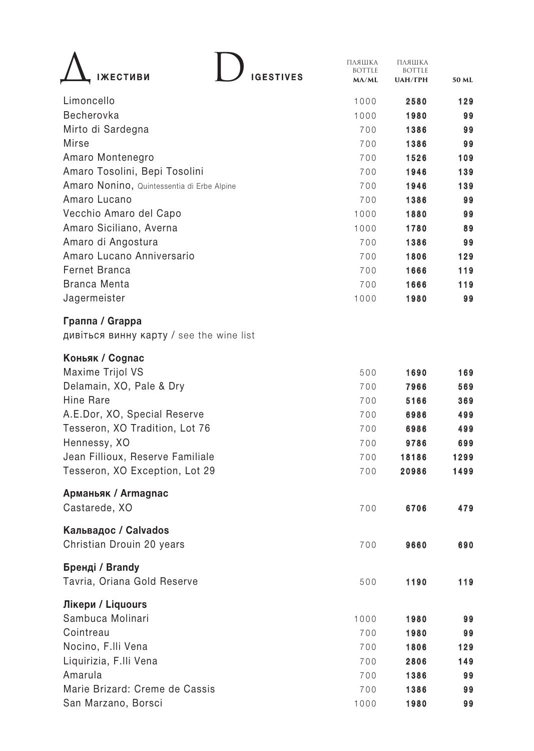# ДІЖЕСТИВИ / DIGESTIVES

| | ПЛЯШКА BOTTLE МЛ/ML | ПЛЯШКА BOTTLE UAH/ГРН | 50 ML |
|---|---|---|---|
| Limoncello | 1000 | **2580** | **129** |
| Becherovka | 1000 | **1980** | **99** |
| Mirto di Sardegna | 700 | **1386** | **99** |
| Mirse | 700 | **1386** | **99** |
| Amaro Montenegro | 700 | **1526** | **109** |
| Amaro Tosolini, Bepi Tosolini | 700 | **1946** | **139** |
| Amaro Nonino, Quintessentia di Erbe Alpine | 700 | **1946** | **139** |
| Amaro Lucano | 700 | **1386** | **99** |
| Vecchio Amaro del Capo | 1000 | **1880** | **99** |
| Amaro Siciliano, Averna | 1000 | **1780** | **89** |
| Amaro di Angostura | 700 | **1386** | **99** |
| Amaro Lucano Anniversario | 700 | **1806** | **129** |
| Fernet Branca | 700 | **1666** | **119** |
| Branca Menta | 700 | **1666** | **119** |
| Jagermeister | 1000 | **1980** | **99** |

**Граппа / Grappa**

дивіться винну карту / see the wine list

**Коньяк / Cognac**

| | | | |
|---|---|---|---|
| Maxime Trijol VS | 500 | **1690** | **169** |
| Delamain, XO, Pale & Dry | 700 | **7966** | **569** |
| Hine Rare | 700 | **5166** | **369** |
| A.E.Dor, XO, Special Reserve | 700 | **6986** | **499** |
| Tesseron, XO Tradition, Lot 76 | 700 | **6986** | **499** |
| Hennessy, XO | 700 | **9786** | **699** |
| Jean Fillioux, Reserve Familiale | 700 | **18186** | **1299** |
| Tesseron, XO Exception, Lot 29 | 700 | **20986** | **1499** |

**Арманьяк / Armagnac**

| | | | |
|---|---|---|---|
| Castarede, XO | 700 | **6706** | **479** |

**Кальвадос / Calvados**

| | | | |
|---|---|---|---|
| Christian Drouin 20 years | 700 | **9660** | **690** |

**Бренді / Brandy**

| | | | |
|---|---|---|---|
| Tavria, Oriana Gold Reserve | 500 | **1190** | **119** |

**Лікери / Liquours**

| | | | |
|---|---|---|---|
| Sambuca Molinari | 1000 | **1980** | **99** |
| Cointreau | 700 | **1980** | **99** |
| Nocino, F.lli Vena | 700 | **1806** | **129** |
| Liquirizia, F.lli Vena | 700 | **2806** | **149** |
| Amarula | 700 | **1386** | **99** |
| Marie Brizard: Creme de Cassis | 700 | **1386** | **99** |
| San Marzano, Borsci | 1000 | **1980** | **99** |